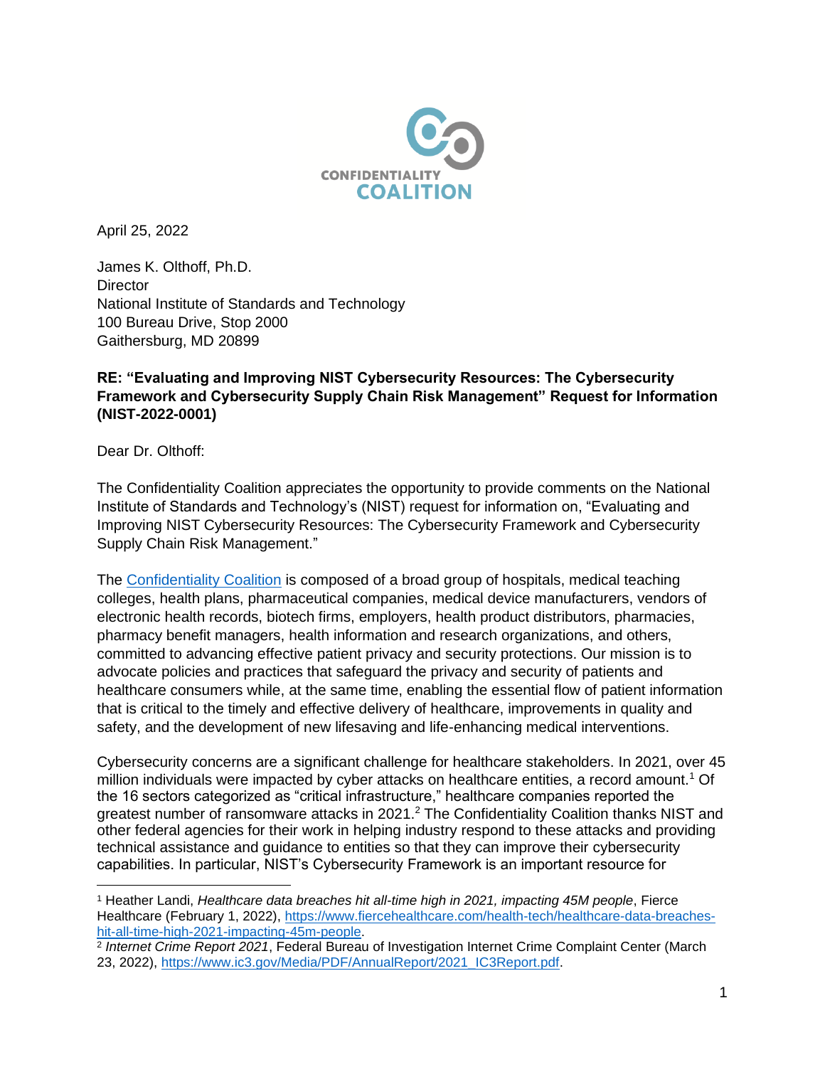CONFIDENTIALITY COALITION

April 25, 2022

James K. Olthoff, Ph.D.
Director
National Institute of Standards and Technology
100 Bureau Drive, Stop 2000
Gaithersburg, MD 20899

**RE: "Evaluating and Improving NIST Cybersecurity Resources: The Cybersecurity Framework and Cybersecurity Supply Chain Risk Management" Request for Information (NIST-2022-0001)**

Dear Dr. Olthoff:

The Confidentiality Coalition appreciates the opportunity to provide comments on the National Institute of Standards and Technology's (NIST) request for information on, "Evaluating and Improving NIST Cybersecurity Resources: The Cybersecurity Framework and Cybersecurity Supply Chain Risk Management."

The Confidentiality Coalition is composed of a broad group of hospitals, medical teaching colleges, health plans, pharmaceutical companies, medical device manufacturers, vendors of electronic health records, biotech firms, employers, health product distributors, pharmacies, pharmacy benefit managers, health information and research organizations, and others, committed to advancing effective patient privacy and security protections. Our mission is to advocate policies and practices that safeguard the privacy and security of patients and healthcare consumers while, at the same time, enabling the essential flow of patient information that is critical to the timely and effective delivery of healthcare, improvements in quality and safety, and the development of new lifesaving and life-enhancing medical interventions.

Cybersecurity concerns are a significant challenge for healthcare stakeholders. In 2021, over 45 million individuals were impacted by cyber attacks on healthcare entities, a record amount.[1] Of the 16 sectors categorized as "critical infrastructure," healthcare companies reported the greatest number of ransomware attacks in 2021.[2] The Confidentiality Coalition thanks NIST and other federal agencies for their work in helping industry respond to these attacks and providing technical assistance and guidance to entities so that they can improve their cybersecurity capabilities. In particular, NIST's Cybersecurity Framework is an important resource for

---

[1] Heather Landi, *Healthcare data breaches hit all-time high in 2021, impacting 45M people*, Fierce Healthcare (February 1, 2022), https://www.fiercehealthcare.com/health-tech/healthcare-data-breaches-hit-all-time-high-2021-impacting-45m-people.

[2] *Internet Crime Report 2021*, Federal Bureau of Investigation Internet Crime Complaint Center (March 23, 2022), https://www.ic3.gov/Media/PDF/AnnualReport/2021_IC3Report.pdf.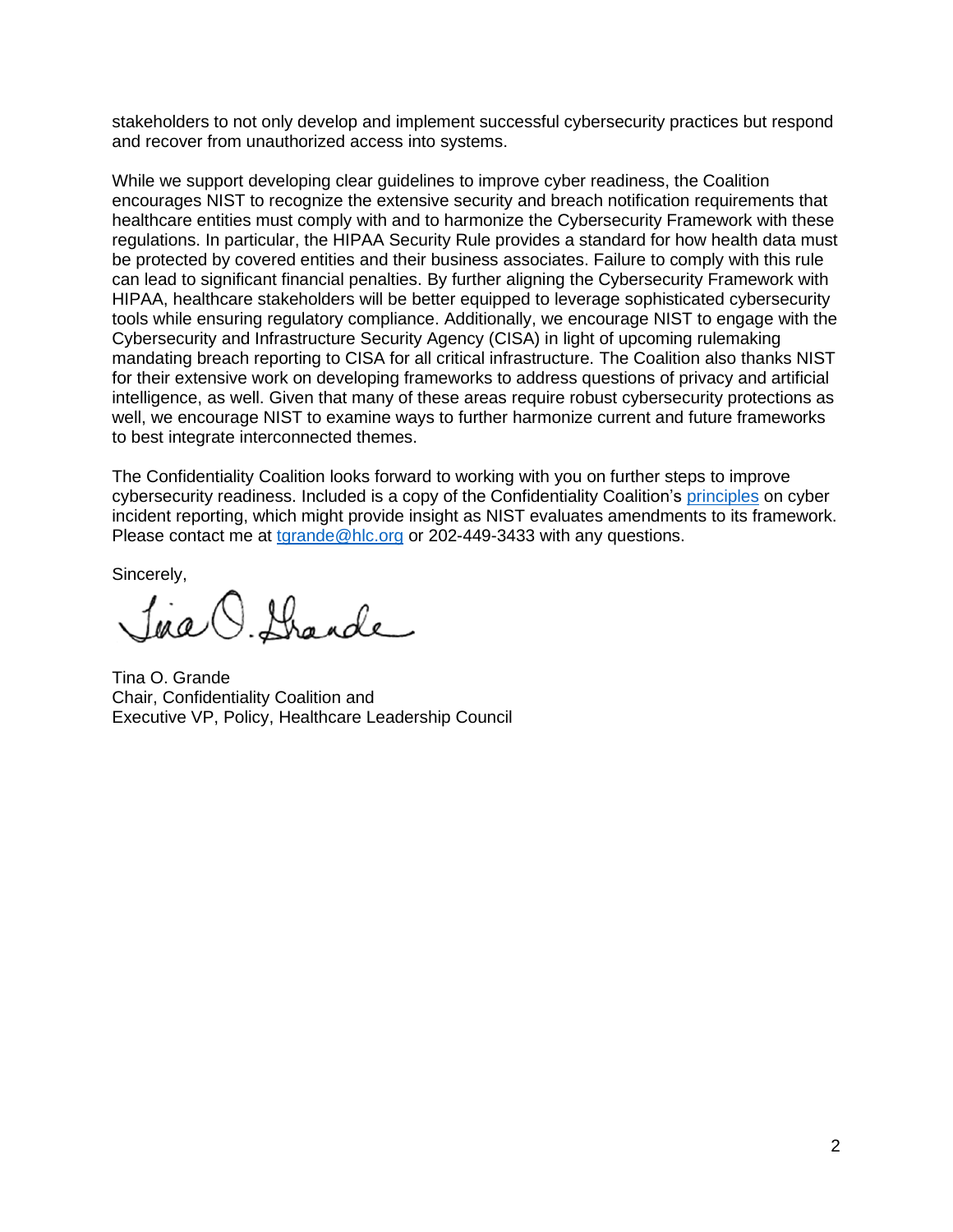stakeholders to not only develop and implement successful cybersecurity practices but respond and recover from unauthorized access into systems.

While we support developing clear guidelines to improve cyber readiness, the Coalition encourages NIST to recognize the extensive security and breach notification requirements that healthcare entities must comply with and to harmonize the Cybersecurity Framework with these regulations. In particular, the HIPAA Security Rule provides a standard for how health data must be protected by covered entities and their business associates. Failure to comply with this rule can lead to significant financial penalties. By further aligning the Cybersecurity Framework with HIPAA, healthcare stakeholders will be better equipped to leverage sophisticated cybersecurity tools while ensuring regulatory compliance. Additionally, we encourage NIST to engage with the Cybersecurity and Infrastructure Security Agency (CISA) in light of upcoming rulemaking mandating breach reporting to CISA for all critical infrastructure. The Coalition also thanks NIST for their extensive work on developing frameworks to address questions of privacy and artificial intelligence, as well. Given that many of these areas require robust cybersecurity protections as well, we encourage NIST to examine ways to further harmonize current and future frameworks to best integrate interconnected themes.

The Confidentiality Coalition looks forward to working with you on further steps to improve cybersecurity readiness. Included is a copy of the Confidentiality Coalition's principles on cyber incident reporting, which might provide insight as NIST evaluates amendments to its framework. Please contact me at tgrande@hlc.org or 202-449-3433 with any questions.

Sincerely,

Tina O. Grande

Tina O. Grande
Chair, Confidentiality Coalition and
Executive VP, Policy, Healthcare Leadership Council